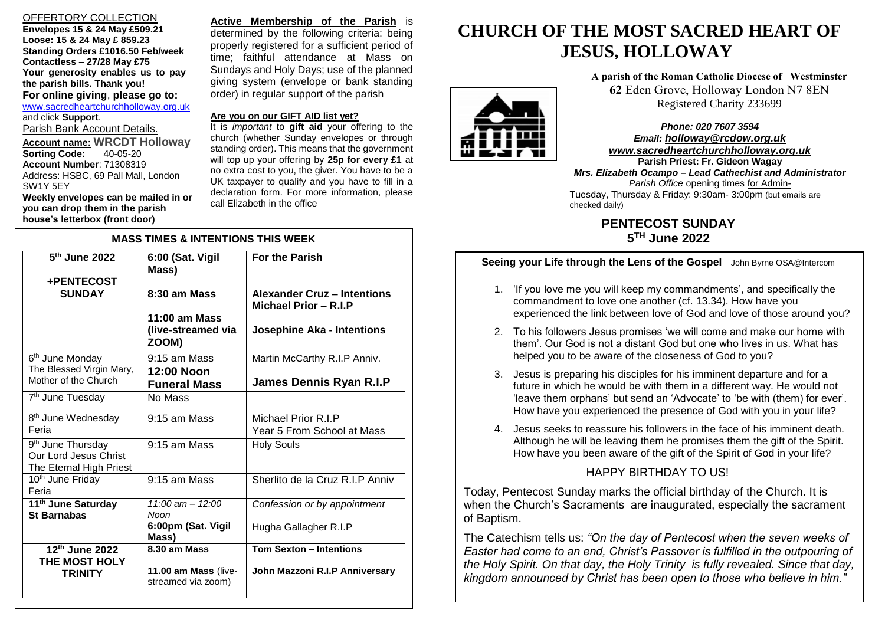## OFFERTORY COLLECTION

**Envelopes 15 & 24 May £509.21**
**Loose: 15 & 24 May £ 859.23**
**Standing Orders £1016.50 Feb/week**
**Contactless – 27/28 May £75**
**Your generosity enables us to pay the parish bills. Thank you!**

**For online giving, please go to:** www.sacredheartchurchholloway.org.uk and click **Support**.

Parish Bank Account Details.

**Account name: WRCDT Holloway**
**Sorting Code:** 40-05-20
**Account Number**: 71308319
Address: HSBC, 69 Pall Mall, London SW1Y 5EY

**Weekly envelopes can be mailed in or you can drop them in the parish house's letterbox (front door)**

**Active Membership of the Parish** is determined by the following criteria: being properly registered for a sufficient period of time; faithful attendance at Mass on Sundays and Holy Days; use of the planned giving system (envelope or bank standing order) in regular support of the parish

**Are you on our GIFT AID list yet?**

It is *important* to **gift aid** your offering to the church (whether Sunday envelopes or through standing order). This means that the government will top up your offering by **25p for every £1** at no extra cost to you, the giver. You have to be a UK taxpayer to qualify and you have to fill in a declaration form. For more information, please call Elizabeth in the office

## MASS TIMES & INTENTIONS THIS WEEK

| Day | Time | Intention |
|---|---|---|
| 5th June 2022 **+PENTECOST SUNDAY** | 6:00 (Sat. Vigil Mass) | **For the Parish** |
| | **8:30 am Mass** | **Alexander Cruz – Intentions Michael Prior – R.I.P** |
| | **11:00 am Mass (live-streamed via ZOOM)** | **Josephine Aka - Intentions** |
| 6th June Monday The Blessed Virgin Mary, Mother of the Church | 9:15 am Mass | Martin McCarthy R.I.P Anniv. |
| | **12:00 Noon Funeral Mass** | **James Dennis Ryan R.I.P** |
| 7th June Tuesday | No Mass | |
| 8th June Wednesday Feria | 9:15 am Mass | Michael Prior R.I.P Year 5 From School at Mass |
| 9th June Thursday Our Lord Jesus Christ The Eternal High Priest | 9:15 am Mass | Holy Souls |
| 10th June Friday Feria | 9:15 am Mass | Sherlito de la Cruz R.I.P Anniv |
| **11th June Saturday St Barnabas** | *11:00 am – 12:00 Noon* | *Confession or by appointment* |
| | **6:00pm (Sat. Vigil Mass)** | Hugha Gallagher R.I.P |
| **12th June 2022 THE MOST HOLY TRINITY** | **8.30 am Mass** | **Tom Sexton – Intentions** |
| | **11.00 am Mass** (live-streamed via zoom) | **John Mazzoni R.I.P Anniversary** |

# CHURCH OF THE MOST SACRED HEART OF JESUS, HOLLOWAY

**A parish of the Roman Catholic Diocese of Westminster**
**62** Eden Grove, Holloway London N7 8EN
Registered Charity 233699

***Phone: 020 7607 3594***
***Email: holloway@rcdow.org.uk***
***www.sacredheartchurchholloway.org.uk***
**Parish Priest: Fr. Gideon Wagay**
***Mrs. Elizabeth Ocampo – Lead Cathechist and Administrator***
*Parish Office* opening times for Admin-
Tuesday, Thursday & Friday: 9:30am- 3:00pm (but emails are checked daily)

## PENTECOST SUNDAY
## 5TH June 2022

**Seeing your Life through the Lens of the Gospel** John Byrne OSA@Intercom

1. 'If you love me you will keep my commandments', and specifically the commandment to love one another (cf. 13.34). How have you experienced the link between love of God and love of those around you?
2. To his followers Jesus promises 'we will come and make our home with them'. Our God is not a distant God but one who lives in us. What has helped you to be aware of the closeness of God to you?
3. Jesus is preparing his disciples for his imminent departure and for a future in which he would be with them in a different way. He would not 'leave them orphans' but send an 'Advocate' to 'be with (them) for ever'. How have you experienced the presence of God with you in your life?
4. Jesus seeks to reassure his followers in the face of his imminent death. Although he will be leaving them he promises them the gift of the Spirit. How have you been aware of the gift of the Spirit of God in your life?

HAPPY BIRTHDAY TO US!

Today, Pentecost Sunday marks the official birthday of the Church. It is when the Church's Sacraments are inaugurated, especially the sacrament of Baptism.

The Catechism tells us: *"On the day of Pentecost when the seven weeks of Easter had come to an end, Christ's Passover is fulfilled in the outpouring of the Holy Spirit. On that day, the Holy Trinity is fully revealed. Since that day, kingdom announced by Christ has been open to those who believe in him."*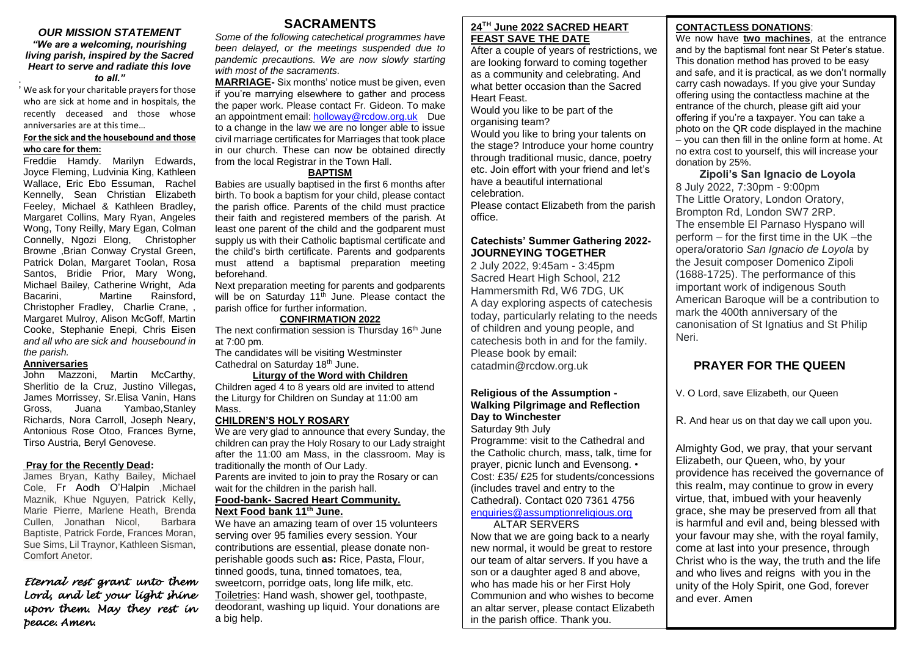## *OUR MISSION STATEMENT*

***"We are a welcoming, nourishing living parish, inspired by the Sacred Heart to serve and radiate this love to all."***

We ask for your charitable prayers for those who are sick at home and in hospitals, the recently deceased and those whose anniversaries are at this time…

**For the sick and the housebound and those who care for them:**

Freddie Hamdy. Marilyn Edwards, Joyce Fleming, Ludvinia King, Kathleen Wallace, Eric Ebo Essuman, Rachel Kennelly, Sean Christian Elizabeth Feeley, Michael & Kathleen Bradley, Margaret Collins, Mary Ryan, Angeles Wong, Tony Reilly, Mary Egan, Colman Connelly, Ngozi Elong, Christopher Browne ,Brian Conway Crystal Green, Patrick Dolan, Margaret Toolan, Rosa Santos, Bridie Prior, Mary Wong, Michael Bailey, Catherine Wright, Ada Bacarini, Martine Rainsford, Christopher Fradley, Charlie Crane, , Margaret Mulroy, Alison McGoff, Martin Cooke, Stephanie Enepi, Chris Eisen *and all who are sick and housebound in the parish.*

**Anniversaries**

John Mazzoni, Martin McCarthy, Sherlitio de la Cruz, Justino Villegas, James Morrissey, Sr.Elisa Vanin, Hans Gross, Juana Yambao,Stanley Richards, Nora Carroll, Joseph Neary, Antonious Rose Otoo, Frances Byrne, Tirso Austria, Beryl Genovese.

**Pray for the Recently Dead:**

James Bryan, Kathy Bailey, Michael Cole, Fr Aodh O'Halpin ,Michael Maznik, Khue Nguyen, Patrick Kelly, Marie Pierre, Marlene Heath, Brenda Cullen, Jonathan Nicol, Barbara Baptiste, Patrick Forde, Frances Moran, Sue Sims, Lil Traynor, Kathleen Sisman, Comfort Anetor.

*Eternal rest grant unto them Lord, and let your light shine upon them. May they rest in peace. Amen.*

# SACRAMENTS

*Some of the following catechetical programmes have been delayed, or the meetings suspended due to pandemic precautions. We are now slowly starting with most of the sacraments.*

**MARRIAGE-** Six months' notice must be given, even if you're marrying elsewhere to gather and process the paper work. Please contact Fr. Gideon. To make an appointment email: holloway@rcdow.org.uk Due to a change in the law we are no longer able to issue civil marriage certificates for Marriages that took place in our church. These can now be obtained directly from the local Registrar in the Town Hall.

**BAPTISM**

Babies are usually baptised in the first 6 months after birth. To book a baptism for your child, please contact the parish office. Parents of the child must practice their faith and registered members of the parish. At least one parent of the child and the godparent must supply us with their Catholic baptismal certificate and the child's birth certificate. Parents and godparents must attend a baptismal preparation meeting beforehand.

Next preparation meeting for parents and godparents will be on Saturday 11th June. Please contact the parish office for further information.

**CONFIRMATION 2022**

The next confirmation session is Thursday 16th June at 7:00 pm.

The candidates will be visiting Westminster Cathedral on Saturday 18th June.

**Liturgy of the Word with Children**

Children aged 4 to 8 years old are invited to attend the Liturgy for Children on Sunday at 11:00 am Mass.

**CHILDREN'S HOLY ROSARY**

We are very glad to announce that every Sunday, the children can pray the Holy Rosary to our Lady straight after the 11:00 am Mass, in the classroom. May is traditionally the month of Our Lady.

Parents are invited to join to pray the Rosary or can wait for the children in the parish hall.

**Food-bank- Sacred Heart Community.**
**Next Food bank 11th June.**

We have an amazing team of over 15 volunteers serving over 95 families every session. Your contributions are essential, please donate non-perishable goods such **as:** Rice, Pasta, Flour, tinned goods, tuna, tinned tomatoes, tea, sweetcorn, porridge oats, long life milk, etc.

Toiletries: Hand wash, shower gel, toothpaste, deodorant, washing up liquid. Your donations are a big help.

**24TH June 2022 SACRED HEART FEAST SAVE THE DATE**

After a couple of years of restrictions, we are looking forward to coming together as a community and celebrating. And what better occasion than the Sacred Heart Feast.

Would you like to be part of the organising team?

Would you like to bring your talents on the stage? Introduce your home country through traditional music, dance, poetry etc. Join effort with your friend and let's have a beautiful international celebration.

Please contact Elizabeth from the parish office.

**Catechists' Summer Gathering 2022- JOURNEYING TOGETHER**

2 July 2022, 9:45am - 3:45pm
Sacred Heart High School, 212 Hammersmith Rd, W6 7DG, UK
A day exploring aspects of catechesis today, particularly relating to the needs of children and young people, and catechesis both in and for the family.
Please book by email: catadmin@rcdow.org.uk

**Religious of the Assumption - Walking Pilgrimage and Reflection Day to Winchester**

Saturday 9th July
Programme: visit to the Cathedral and the Catholic church, mass, talk, time for prayer, picnic lunch and Evensong. • Cost: £35/ £25 for students/concessions (includes travel and entry to the Cathedral). Contact 020 7361 4756 enquiries@assumptionreligious.org

ALTAR SERVERS

Now that we are going back to a nearly new normal, it would be great to restore our team of altar servers. If you have a son or a daughter aged 8 and above, who has made his or her First Holy Communion and who wishes to become an altar server, please contact Elizabeth in the parish office. Thank you.

**CONTACTLESS DONATIONS**:

We now have **two machines**, at the entrance and by the baptismal font near St Peter's statue. This donation method has proved to be easy and safe, and it is practical, as we don't normally carry cash nowadays. If you give your Sunday offering using the contactless machine at the entrance of the church, please gift aid your offering if you're a taxpayer. You can take a photo on the QR code displayed in the machine – you can then fill in the online form at home. At no extra cost to yourself, this will increase your donation by 25%.

**Zipoli's San Ignacio de Loyola**

8 July 2022, 7:30pm - 9:00pm
The Little Oratory, London Oratory, Brompton Rd, London SW7 2RP.
The ensemble El Parnaso Hyspano will perform – for the first time in the UK –the opera/oratorio *San Ignacio de Loyola* by the Jesuit composer Domenico Zipoli (1688-1725). The performance of this important work of indigenous South American Baroque will be a contribution to mark the 400th anniversary of the canonisation of St Ignatius and St Philip Neri.

## PRAYER FOR THE QUEEN

V. O Lord, save Elizabeth, our Queen

R. And hear us on that day we call upon you.

Almighty God, we pray, that your servant Elizabeth, our Queen, who, by your providence has received the governance of this realm, may continue to grow in every virtue, that, imbued with your heavenly grace, she may be preserved from all that is harmful and evil and, being blessed with your favour may she, with the royal family, come at last into your presence, through Christ who is the way, the truth and the life and who lives and reigns with you in the unity of the Holy Spirit, one God, forever and ever. Amen